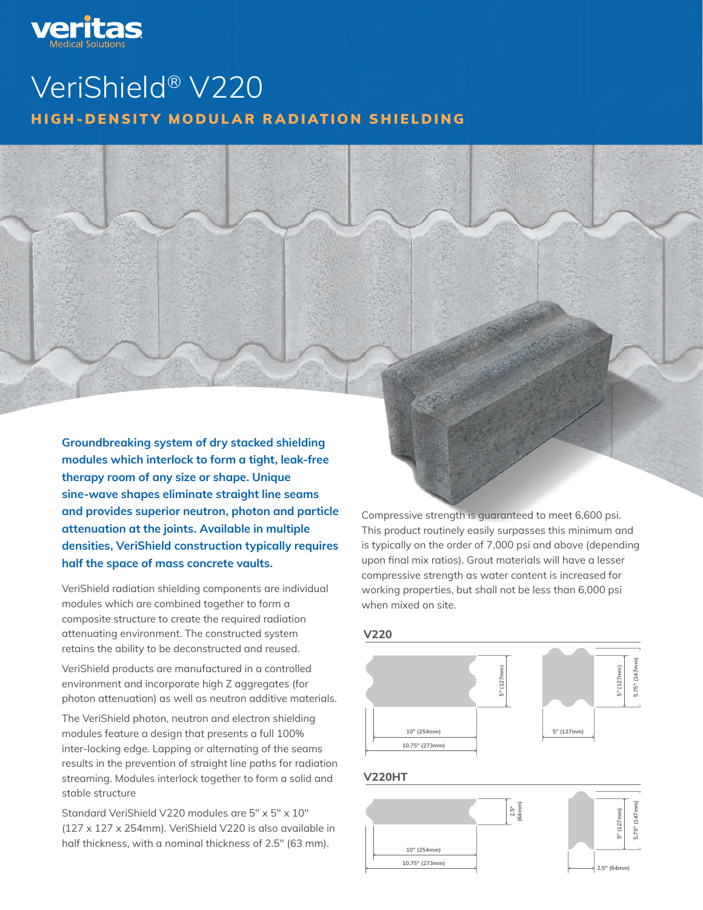veritas
Medical Solutions

# VeriShield® V220

## HIGH-DENSITY MODULAR RADIATION SHIELDING

**Groundbreaking system of dry stacked shielding modules which interlock to form a tight, leak-free therapy room of any size or shape. Unique sine-wave shapes eliminate straight line seams and provides superior neutron, photon and particle attenuation at the joints. Available in multiple densities, VeriShield construction typically requires half the space of mass concrete vaults.**

VeriShield radiation shielding components are individual modules which are combined together to form a composite structure to create the required radiation attenuating environment. The constructed system retains the ability to be deconstructed and reused.

VeriShield products are manufactured in a controlled environment and incorporate high Z aggregates (for photon attenuation) as well as neutron additive materials.

The VeriShield photon, neutron and electron shielding modules feature a design that presents a full 100% inter-locking edge. Lapping or alternating of the seams results in the prevention of straight line paths for radiation streaming. Modules interlock together to form a solid and stable structure

Standard VeriShield V220 modules are 5" x 5" x 10" (127 x 127 x 254mm). VeriShield V220 is also available in half thickness, with a nominal thickness of 2.5" (63 mm).

Compressive strength is guaranteed to meet 6,600 psi. This product routinely easily surpasses this minimum and is typically on the order of 7,000 psi and above (depending upon final mix ratios). Grout materials will have a lesser compressive strength as water content is increased for working properties, but shall not be less than 6,000 psi when mixed on site.

### V220

5" (127mm)
10" (254mm)
10.75" (273mm)
5" (127mm)
5.75" (147mm)
5" (127mm)

### V220HT

2.5" (64mm)
10" (254mm)
10.75" (273mm)
5" (127mm)
5.75" (147mm)
2.5" (64mm)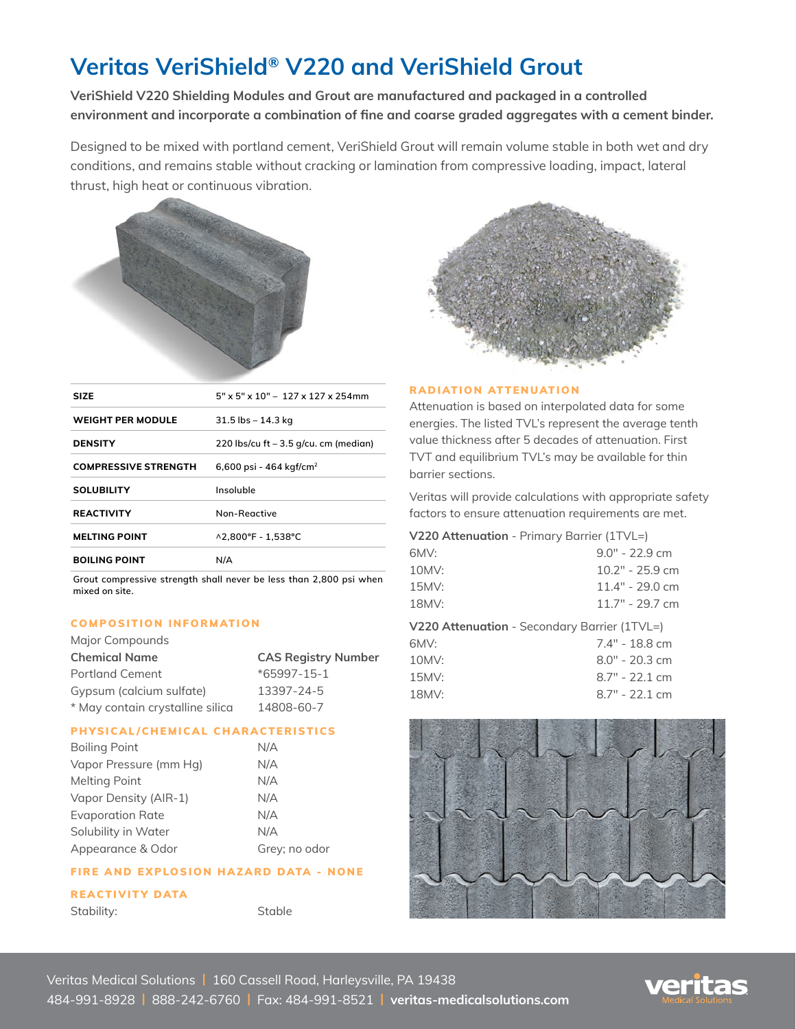# Veritas VeriShield® V220 and VeriShield Grout

**VeriShield V220 Shielding Modules and Grout are manufactured and packaged in a controlled environment and incorporate a combination of fine and coarse graded aggregates with a cement binder.**

Designed to be mixed with portland cement, VeriShield Grout will remain volume stable in both wet and dry conditions, and remains stable without cracking or lamination from compressive loading, impact, lateral thrust, high heat or continuous vibration.

| | |
|---|---|
| **SIZE** | 5" x 5" x 10" – 127 x 127 x 254mm |
| **WEIGHT PER MODULE** | 31.5 lbs – 14.3 kg |
| **DENSITY** | 220 lbs/cu ft – 3.5 g/cu. cm (median) |
| **COMPRESSIVE STRENGTH** | 6,600 psi - 464 kgf/cm$^2$ |
| **SOLUBILITY** | Insoluble |
| **REACTIVITY** | Non-Reactive |
| **MELTING POINT** | ^2,800°F - 1,538°C |
| **BOILING POINT** | N/A |

Grout compressive strength shall never be less than 2,800 psi when mixed on site.

## COMPOSITION INFORMATION

Major Compounds

| Chemical Name | CAS Registry Number |
|---|---|
| Portland Cement | *65997-15-1 |
| Gypsum (calcium sulfate) | 13397-24-5 |
| * May contain crystalline silica | 14808-60-7 |

## PHYSICAL/CHEMICAL CHARACTERISTICS

| | |
|---|---|
| Boiling Point | N/A |
| Vapor Pressure (mm Hg) | N/A |
| Melting Point | N/A |
| Vapor Density (AIR-1) | N/A |
| Evaporation Rate | N/A |
| Solubility in Water | N/A |
| Appearance & Odor | Grey; no odor |

## FIRE AND EXPLOSION HAZARD DATA - NONE

## REACTIVITY DATA

Stability: Stable

## RADIATION ATTENUATION

Attenuation is based on interpolated data for some energies. The listed TVL's represent the average tenth value thickness after 5 decades of attenuation. First TVT and equilibrium TVL's may be available for thin barrier sections.

Veritas will provide calculations with appropriate safety factors to ensure attenuation requirements are met.

**V220 Attenuation** - Primary Barrier (1TVL=)

| | |
|---|---|
| 6MV: | 9.0" - 22.9 cm |
| 10MV: | 10.2" - 25.9 cm |
| 15MV: | 11.4" - 29.0 cm |
| 18MV: | 11.7" - 29.7 cm |

**V220 Attenuation** - Secondary Barrier (1TVL=)

| | |
|---|---|
| 6MV: | 7.4" - 18.8 cm |
| 10MV: | 8.0" - 20.3 cm |
| 15MV: | 8.7" - 22.1 cm |
| 18MV: | 8.7" - 22.1 cm |

Veritas Medical Solutions | 160 Cassell Road, Harleysville, PA 19438
484-991-8928 | 888-242-6760 | Fax: 484-991-8521 | **veritas-medicalsolutions.com**